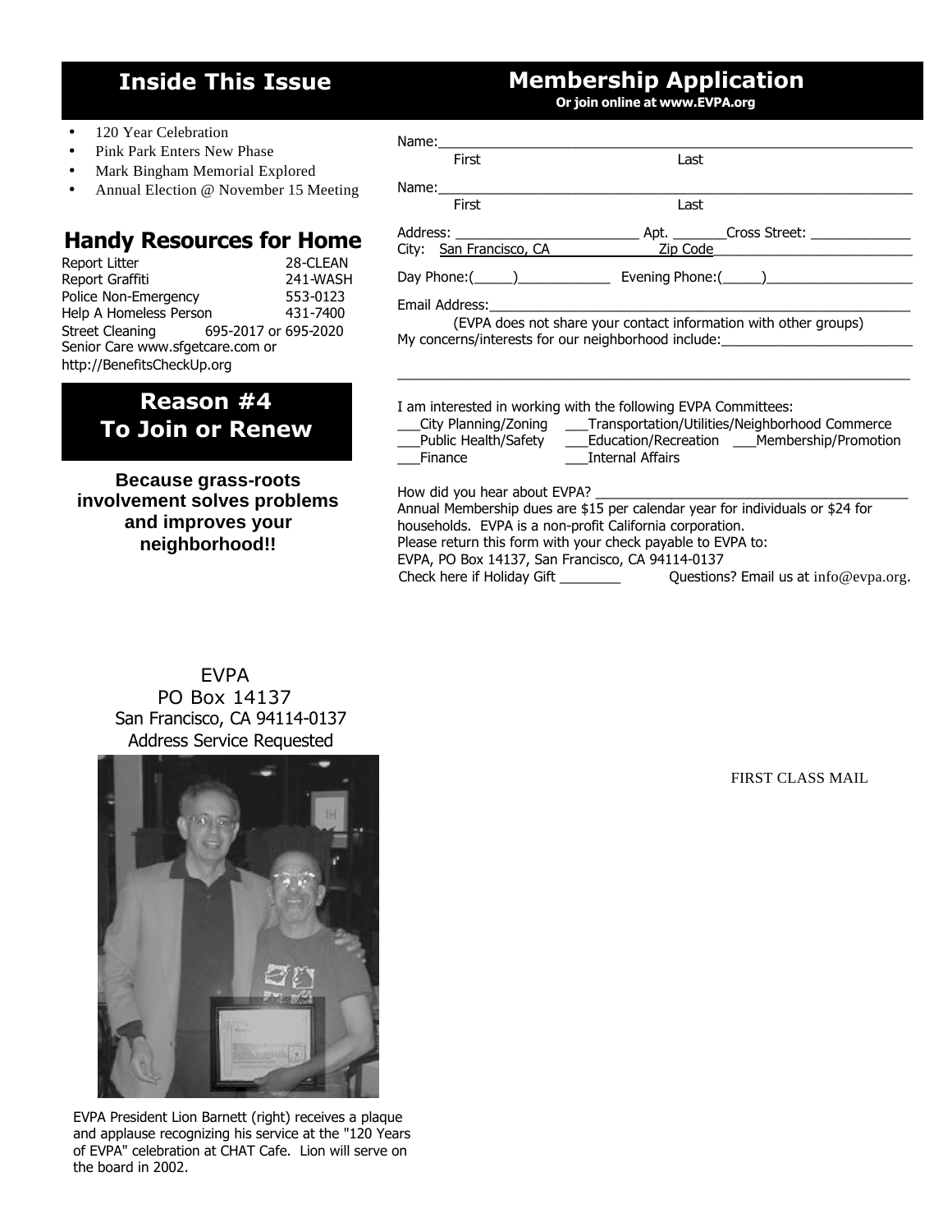## Inside This Issue

- 120 Year Celebration
- Pink Park Enters New Phase
- Mark Bingham Memorial Explored
- Annual Election @ November 15 Meeting

## Handy Resources for Home

| | |
|---|---|
| Report Litter | 28-CLEAN |
| Report Graffiti | 241-WASH |
| Police Non-Emergency | 553-0123 |
| Help A Homeless Person | 431-7400 |
| Street Cleaning | 695-2017 or 695-2020 |

Senior Care www.sfgetcare.com or http://BenefitsCheckUp.org

## Reason #4 To Join or Renew

**Because grass-roots involvement solves problems and improves your neighborhood!!**

EVPA
PO Box 14137
San Francisco, CA 94114-0137
Address Service Requested

EVPA President Lion Barnett (right) receives a plaque and applause recognizing his service at the "120 Years of EVPA" celebration at CHAT Cafe. Lion will serve on the board in 2002.

## Membership Application

**Or join online at www.EVPA.org**

Name:______________________________________________
First Last

Name:______________________________________________
First Last

Address: ____________________ Apt. _______Cross Street: _____________
City: San Francisco, CA Zip Code_________________________

Day Phone:(_____)____________ Evening Phone:(_____)__________________

Email Address:______________________________________________
(EVPA does not share your contact information with other groups)
My concerns/interests for our neighborhood include:________________________

______________________________________________________________

I am interested in working with the following EVPA Committees:
___City Planning/Zoning ___Transportation/Utilities/Neighborhood Commerce
___Public Health/Safety ___Education/Recreation ___Membership/Promotion
___Finance ___Internal Affairs

How did you hear about EVPA? ______________________________________
Annual Membership dues are $15 per calendar year for individuals or $24 for households. EVPA is a non-profit California corporation.
Please return this form with your check payable to EVPA to:
EVPA, PO Box 14137, San Francisco, CA 94114-0137
Check here if Holiday Gift ________ Questions? Email us at info@evpa.org.

FIRST CLASS MAIL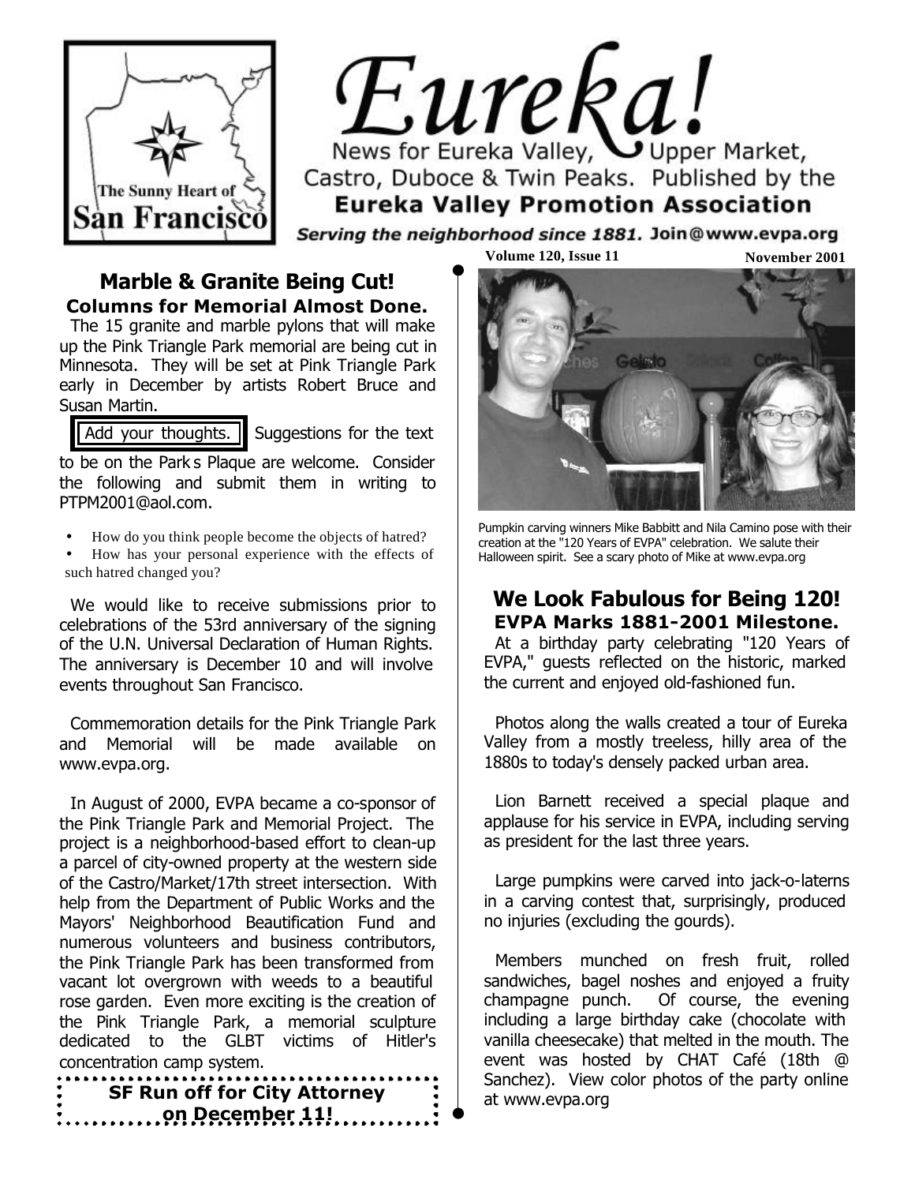# Eureka!

News for Eureka Valley, Upper Market, Castro, Duboce & Twin Peaks. Published by the **Eureka Valley Promotion Association**

The Sunny Heart of San Francisco

***Serving the neighborhood since 1881. Join@www.evpa.org***

## Marble & Granite Being Cut!

### Columns for Memorial Almost Done.

The 15 granite and marble pylons that will make up the Pink Triangle Park memorial are being cut in Minnesota. They will be set at Pink Triangle Park early in December by artists Robert Bruce and Susan Martin.

**Add your thoughts.** Suggestions for the text to be on the Park s Plaque are welcome. Consider the following and submit them in writing to PTPM2001@aol.com.

- How do you think people become the objects of hatred?
- How has your personal experience with the effects of such hatred changed you?

We would like to receive submissions prior to celebrations of the 53rd anniversary of the signing of the U.N. Universal Declaration of Human Rights. The anniversary is December 10 and will involve events throughout San Francisco.

Commemoration details for the Pink Triangle Park and Memorial will be made available on www.evpa.org.

In August of 2000, EVPA became a co-sponsor of the Pink Triangle Park and Memorial Project. The project is a neighborhood-based effort to clean-up a parcel of city-owned property at the western side of the Castro/Market/17th street intersection. With help from the Department of Public Works and the Mayors' Neighborhood Beautification Fund and numerous volunteers and business contributors, the Pink Triangle Park has been transformed from vacant lot overgrown with weeds to a beautiful rose garden. Even more exciting is the creation of the Pink Triangle Park, a memorial sculpture dedicated to the GLBT victims of Hitler's concentration camp system.

**SF Run off for City Attorney on December 11!**

Pumpkin carving winners Mike Babbitt and Nila Camino pose with their creation at the "120 Years of EVPA" celebration. We salute their Halloween spirit. See a scary photo of Mike at www.evpa.org

## We Look Fabulous for Being 120!

### EVPA Marks 1881-2001 Milestone.

At a birthday party celebrating "120 Years of EVPA," guests reflected on the historic, marked the current and enjoyed old-fashioned fun.

Photos along the walls created a tour of Eureka Valley from a mostly treeless, hilly area of the 1880s to today's densely packed urban area.

Lion Barnett received a special plaque and applause for his service in EVPA, including serving as president for the last three years.

Large pumpkins were carved into jack-o-laterns in a carving contest that, surprisingly, produced no injuries (excluding the gourds).

Members munched on fresh fruit, rolled sandwiches, bagel noshes and enjoyed a fruity champagne punch. Of course, the evening including a large birthday cake (chocolate with vanilla cheesecake) that melted in the mouth. The event was hosted by CHAT Café (18th @ Sanchez). View color photos of the party online at www.evpa.org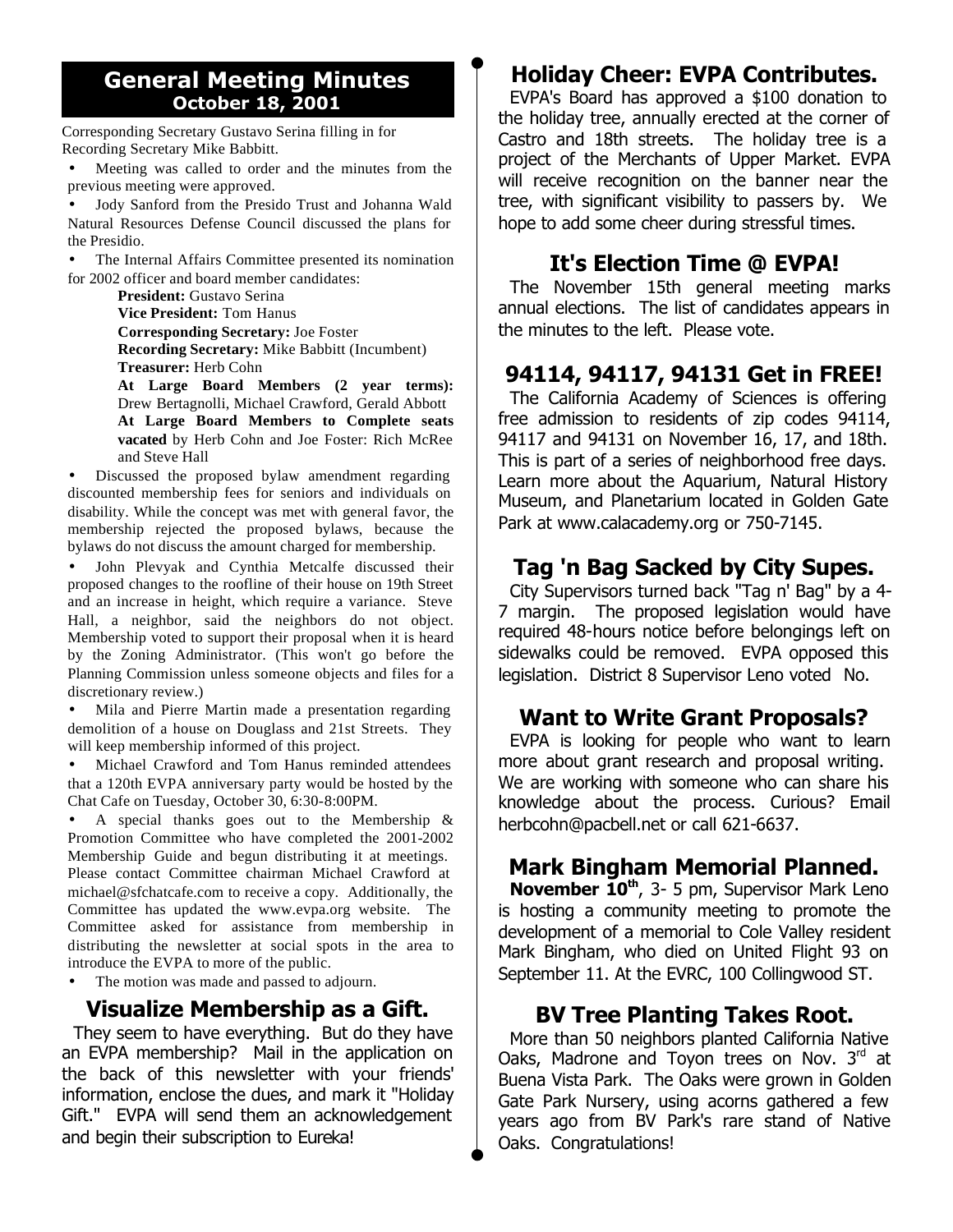## General Meeting Minutes

### October 18, 2001

Corresponding Secretary Gustavo Serina filling in for Recording Secretary Mike Babbitt.

- Meeting was called to order and the minutes from the previous meeting were approved.
- Jody Sanford from the Presido Trust and Johanna Wald Natural Resources Defense Council discussed the plans for the Presidio.
- The Internal Affairs Committee presented its nomination for 2002 officer and board member candidates:

  **President:** Gustavo Serina
  **Vice President:** Tom Hanus
  **Corresponding Secretary:** Joe Foster
  **Recording Secretary:** Mike Babbitt (Incumbent)
  **Treasurer:** Herb Cohn
  **At Large Board Members (2 year terms):** Drew Bertagnolli, Michael Crawford, Gerald Abbott
  **At Large Board Members to Complete seats vacated** by Herb Cohn and Joe Foster: Rich McRee and Steve Hall

- Discussed the proposed bylaw amendment regarding discounted membership fees for seniors and individuals on disability. While the concept was met with general favor, the membership rejected the proposed bylaws, because the bylaws do not discuss the amount charged for membership.
- John Plevyak and Cynthia Metcalfe discussed their proposed changes to the roofline of their house on 19th Street and an increase in height, which require a variance. Steve Hall, a neighbor, said the neighbors do not object. Membership voted to support their proposal when it is heard by the Zoning Administrator. (This won't go before the Planning Commission unless someone objects and files for a discretionary review.)
- Mila and Pierre Martin made a presentation regarding demolition of a house on Douglass and 21st Streets. They will keep membership informed of this project.
- Michael Crawford and Tom Hanus reminded attendees that a 120th EVPA anniversary party would be hosted by the Chat Cafe on Tuesday, October 30, 6:30-8:00PM.
- A special thanks goes out to the Membership & Promotion Committee who have completed the 2001-2002 Membership Guide and begun distributing it at meetings. Please contact Committee chairman Michael Crawford at michael@sfchatcafe.com to receive a copy. Additionally, the Committee has updated the www.evpa.org website. The Committee asked for assistance from membership in distributing the newsletter at social spots in the area to introduce the EVPA to more of the public.
- The motion was made and passed to adjourn.

## Visualize Membership as a Gift.

They seem to have everything. But do they have an EVPA membership? Mail in the application on the back of this newsletter with your friends' information, enclose the dues, and mark it "Holiday Gift." EVPA will send them an acknowledgement and begin their subscription to Eureka!

## Holiday Cheer: EVPA Contributes.

EVPA's Board has approved a $100 donation to the holiday tree, annually erected at the corner of Castro and 18th streets. The holiday tree is a project of the Merchants of Upper Market. EVPA will receive recognition on the banner near the tree, with significant visibility to passers by. We hope to add some cheer during stressful times.

## It's Election Time @ EVPA!

The November 15th general meeting marks annual elections. The list of candidates appears in the minutes to the left. Please vote.

## 94114, 94117, 94131 Get in FREE!

The California Academy of Sciences is offering free admission to residents of zip codes 94114, 94117 and 94131 on November 16, 17, and 18th. This is part of a series of neighborhood free days. Learn more about the Aquarium, Natural History Museum, and Planetarium located in Golden Gate Park at www.calacademy.org or 750-7145.

## Tag 'n Bag Sacked by City Supes.

City Supervisors turned back "Tag n' Bag" by a 4-7 margin. The proposed legislation would have required 48-hours notice before belongings left on sidewalks could be removed. EVPA opposed this legislation. District 8 Supervisor Leno voted No.

## Want to Write Grant Proposals?

EVPA is looking for people who want to learn more about grant research and proposal writing. We are working with someone who can share his knowledge about the process. Curious? Email herbcohn@pacbell.net or call 621-6637.

## Mark Bingham Memorial Planned.

**November 10th**, 3- 5 pm, Supervisor Mark Leno is hosting a community meeting to promote the development of a memorial to Cole Valley resident Mark Bingham, who died on United Flight 93 on September 11. At the EVRC, 100 Collingwood ST.

## BV Tree Planting Takes Root.

More than 50 neighbors planted California Native Oaks, Madrone and Toyon trees on Nov. 3rd at Buena Vista Park. The Oaks were grown in Golden Gate Park Nursery, using acorns gathered a few years ago from BV Park's rare stand of Native Oaks. Congratulations!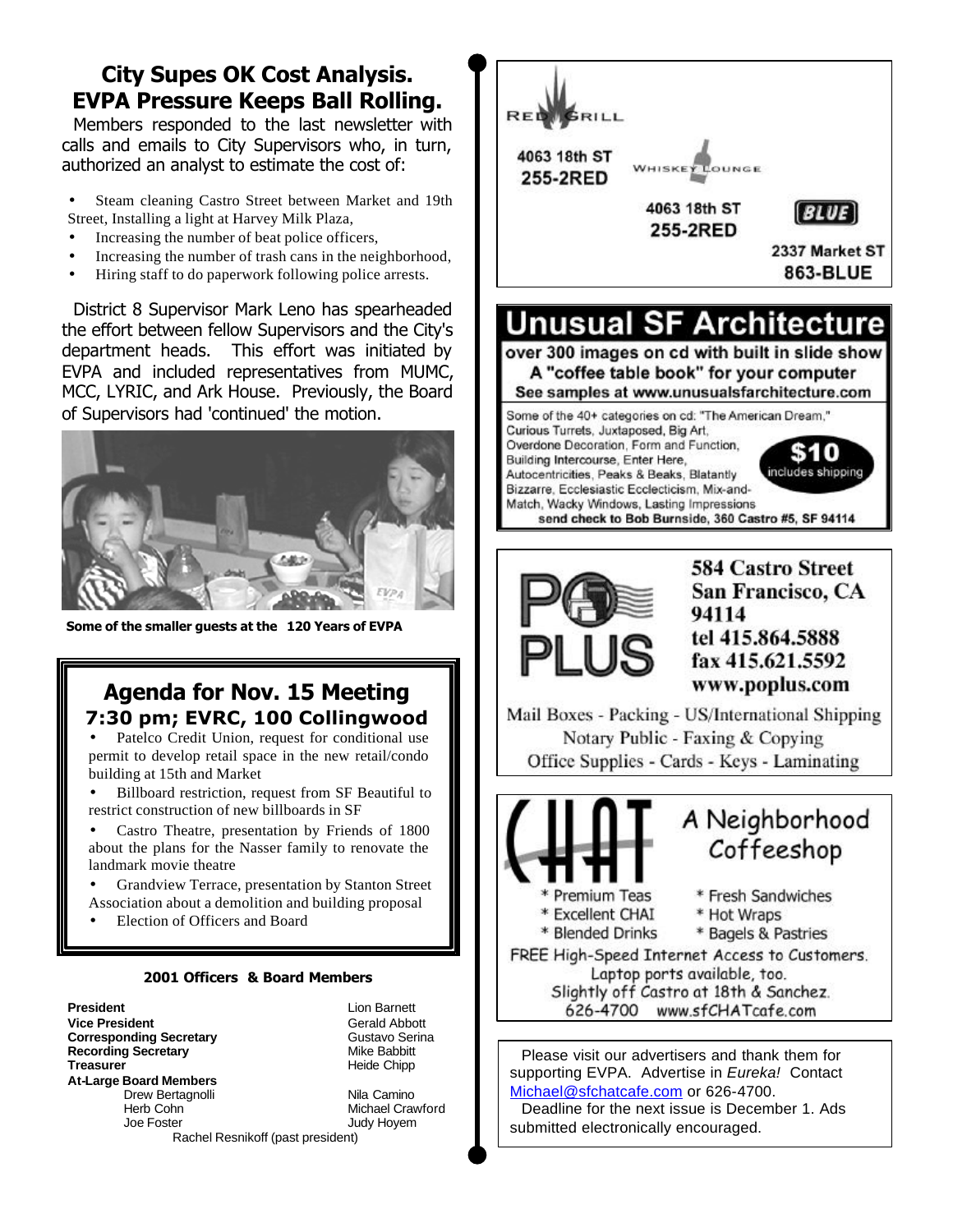## City Supes OK Cost Analysis. EVPA Pressure Keeps Ball Rolling.

Members responded to the last newsletter with calls and emails to City Supervisors who, in turn, authorized an analyst to estimate the cost of:

- Steam cleaning Castro Street between Market and 19th Street, Installing a light at Harvey Milk Plaza,
- Increasing the number of beat police officers,
- Increasing the number of trash cans in the neighborhood,
- Hiring staff to do paperwork following police arrests.

District 8 Supervisor Mark Leno has spearheaded the effort between fellow Supervisors and the City's department heads. This effort was initiated by EVPA and included representatives from MUMC, MCC, LYRIC, and Ark House. Previously, the Board of Supervisors had 'continued' the motion.

**Some of the smaller guests at the 120 Years of EVPA**

## Agenda for Nov. 15 Meeting
### 7:30 pm; EVRC, 100 Collingwood

- Patelco Credit Union, request for conditional use permit to develop retail space in the new retail/condo building at 15th and Market
- Billboard restriction, request from SF Beautiful to restrict construction of new billboards in SF
- Castro Theatre, presentation by Friends of 1800 about the plans for the Nasser family to renovate the landmark movie theatre
- Grandview Terrace, presentation by Stanton Street Association about a demolition and building proposal
- Election of Officers and Board

### 2001 Officers & Board Members

| | |
|---|---|
| **President** | Lion Barnett |
| **Vice President** | Gerald Abbott |
| **Corresponding Secretary** | Gustavo Serina |
| **Recording Secretary** | Mike Babbitt |
| **Treasurer** | Heide Chipp |
| **At-Large Board Members** | |
| Drew Bertagnolli | Nila Camino |
| Herb Cohn | Michael Crawford |
| Joe Foster | Judy Hoyem |
| Rachel Resnikoff (past president) | |

RED GRILL
4063 18th ST
255-2RED

WHISKEY LOUNGE
4063 18th ST
255-2RED

BLUE
2337 Market ST
863-BLUE

## Unusual SF Architecture

over 300 images on cd with built in slide show
A "coffee table book" for your computer
See samples at www.unusualsfarchitecture.com

Some of the 40+ categories on cd: "The American Dream," Curious Turrets, Juxtaposed, Big Art, Overdone Decoration, Form and Function, Building Intercourse, Enter Here, Autocentricities, Peaks & Beaks, Blatantly Bizzarre, Ecclesiastic Ecclecticism, Mix-and-Match, Wacky Windows, Lasting Impressions

$10 includes shipping

send check to Bob Burnside, 360 Castro #5, SF 94114

PO PLUS
584 Castro Street
San Francisco, CA 94114
tel 415.864.5888
fax 415.621.5592
www.poplus.com

Mail Boxes - Packing - US/International Shipping
Notary Public - Faxing & Copying
Office Supplies - Cards - Keys - Laminating

CHAT
A Neighborhood Coffeeshop

* Premium Teas
* Excellent CHAI
* Blended Drinks
* Fresh Sandwiches
* Hot Wraps
* Bagels & Pastries

FREE High-Speed Internet Access to Customers.
Laptop ports available, too.
Slightly off Castro at 18th & Sanchez.
626-4700 www.sfCHATcafe.com

Please visit our advertisers and thank them for supporting EVPA. Advertise in *Eureka!* Contact Michael@sfchatcafe.com or 626-4700.

Deadline for the next issue is December 1. Ads submitted electronically encouraged.